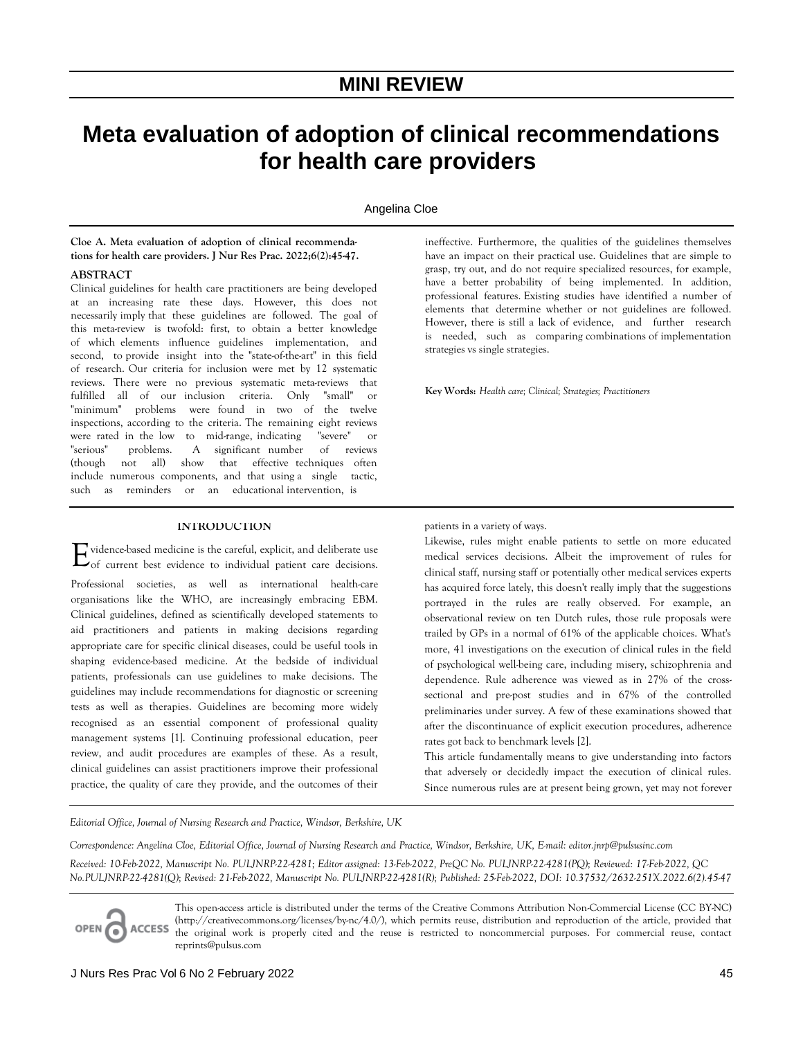## MINI REVIEW

# Meta evaluation of adoption of clinical recommendations for health care providers

Angelina Cloe

**Cloe A. Meta evaluation of adoption of clinical recommendations for health care providers. J Nur Res Prac. 2022;6(2):45-47.**

### ABSTRACT

Clinical guidelines for health care practitioners are being developed at an increasing rate these days. However, this does not necessarily imply that these guidelines are followed. The goal of this meta-review is twofold: first, to obtain a better knowledge of which elements influence guidelines implementation, and second, to provide insight into the "state-of-the-art" in this field of research. Our criteria for inclusion were met by 12 systematic reviews. There were no previous systematic meta-reviews that fulfilled all of our inclusion criteria. Only "small" or "minimum" problems were found in two of the twelve inspections, according to the criteria. The remaining eight reviews were rated in the low to mid-range, indicating "severe" or "serious" problems. A significant number of reviews (though not all) show that effective techniques often include numerous components, and that using a single tactic, such as reminders or an educational intervention, is ineffective. Furthermore, the qualities of the guidelines themselves have an impact on their practical use. Guidelines that are simple to grasp, try out, and do not require specialized resources, for example, have a better probability of being implemented. In addition, professional features. Existing studies have identified a number of elements that determine whether or not guidelines are followed. However, there is still a lack of evidence, and further research is needed, such as comparing combinations of implementation strategies vs single strategies.

**Key Words:** *Health care; Clinical; Strategies; Practitioners*

## INTRODUCTION

Evidence-based medicine is the careful, explicit, and deliberate use of current best evidence to individual patient care decisions. Professional societies, as well as international health-care organisations like the WHO, are increasingly embracing EBM. Clinical guidelines, defined as scientifically developed statements to aid practitioners and patients in making decisions regarding appropriate care for specific clinical diseases, could be useful tools in shaping evidence-based medicine. At the bedside of individual patients, professionals can use guidelines to make decisions. The guidelines may include recommendations for diagnostic or screening tests as well as therapies. Guidelines are becoming more widely recognised as an essential component of professional quality management systems [1]. Continuing professional education, peer review, and audit procedures are examples of these. As a result, clinical guidelines can assist practitioners improve their professional practice, the quality of care they provide, and the outcomes of their patients in a variety of ways.

Likewise, rules might enable patients to settle on more educated medical services decisions. Albeit the improvement of rules for clinical staff, nursing staff or potentially other medical services experts has acquired force lately, this doesn't really imply that the suggestions portrayed in the rules are really observed. For example, an observational review on ten Dutch rules, those rule proposals were trailed by GPs in a normal of 61% of the applicable choices. What's more, 41 investigations on the execution of clinical rules in the field of psychological well-being care, including misery, schizophrenia and dependence. Rule adherence was viewed as in 27% of the cross-sectional and pre-post studies and in 67% of the controlled preliminaries under survey. A few of these examinations showed that after the discontinuance of explicit execution procedures, adherence rates got back to benchmark levels [2].

This article fundamentally means to give understanding into factors that adversely or decidedly impact the execution of clinical rules. Since numerous rules are at present being grown, yet may not forever

*Editorial Office, Journal of Nursing Research and Practice, Windsor, Berkshire, UK*

*Correspondence: Angelina Cloe, Editorial Office, Journal of Nursing Research and Practice, Windsor, Berkshire, UK, E-mail: editor.jnrp@pulsusinc.com*

*Received: 10-Feb-2022, Manuscript No. PULJNRP-22-4281; Editor assigned: 13-Feb-2022, PreQC No. PULJNRP-22-4281(PQ); Reviewed: 17-Feb-2022, QC No.PULJNRP-22-4281(Q); Revised: 21-Feb-2022, Manuscript No. PULJNRP-22-4281(R); Published: 25-Feb-2022, DOI: 10.37532/2632-251X.2022.6(2).45-47*

OPEN ACCESS This open-access article is distributed under the terms of the Creative Commons Attribution Non-Commercial License (CC BY-NC) (http://creativecommons.org/licenses/by-nc/4.0/), which permits reuse, distribution and reproduction of the article, provided that the original work is properly cited and the reuse is restricted to noncommercial purposes. For commercial reuse, contact reprints@pulsus.com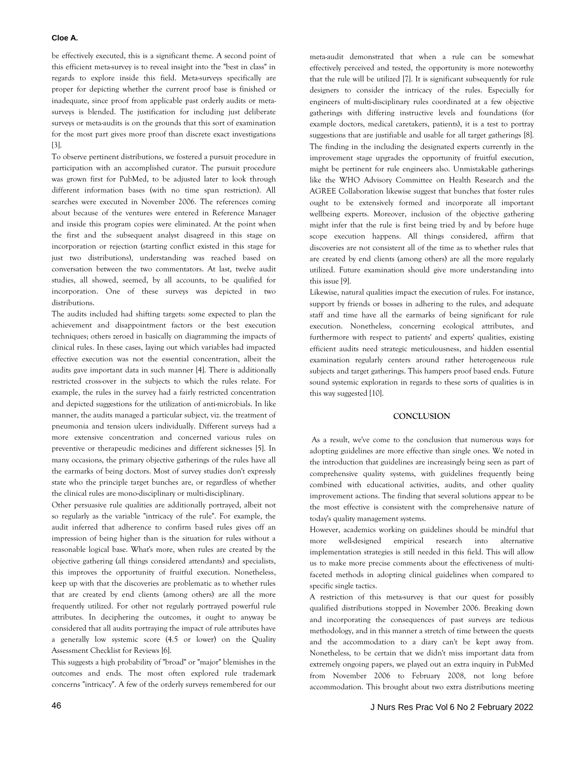be effectively executed, this is a significant theme. A second point of this efficient meta-survey is to reveal insight into the "best in class" in regards to explore inside this field. Meta-surveys specifically are proper for depicting whether the current proof base is finished or inadequate, since proof from applicable past orderly audits or meta-surveys is blended. The justification for including just deliberate surveys or meta-audits is on the grounds that this sort of examination for the most part gives more proof than discrete exact investigations [3].

To observe pertinent distributions, we fostered a pursuit procedure in participation with an accomplished curator. The pursuit procedure was grown first for PubMed, to be adjusted later to look through different information bases (with no time span restriction). All searches were executed in November 2006. The references coming about because of the ventures were entered in Reference Manager and inside this program copies were eliminated. At the point when the first and the subsequent analyst disagreed in this stage on incorporation or rejection (starting conflict existed in this stage for just two distributions), understanding was reached based on conversation between the two commentators. At last, twelve audit studies, all showed, seemed, by all accounts, to be qualified for incorporation. One of these surveys was depicted in two distributions.

The audits included had shifting targets: some expected to plan the achievement and disappointment factors or the best execution techniques; others zeroed in basically on diagramming the impacts of clinical rules. In these cases, laying out which variables had impacted effective execution was not the essential concentration, albeit the audits gave important data in such manner [4]. There is additionally restricted cross-over in the subjects to which the rules relate. For example, the rules in the survey had a fairly restricted concentration and depicted suggestions for the utilization of anti-microbials. In like manner, the audits managed a particular subject, viz. the treatment of pneumonia and tension ulcers individually. Different surveys had a more extensive concentration and concerned various rules on preventive or therapeudic medicines and different sicknesses [5]. In many occasions, the primary objective gatherings of the rules have all the earmarks of being doctors. Most of survey studies don't expressly state who the principle target bunches are, or regardless of whether the clinical rules are mono-disciplinary or multi-disciplinary.

Other persuasive rule qualities are additionally portrayed, albeit not so regularly as the variable "intricacy of the rule". For example, the audit inferred that adherence to confirm based rules gives off an impression of being higher than is the situation for rules without a reasonable logical base. What's more, when rules are created by the objective gathering (all things considered attendants) and specialists, this improves the opportunity of fruitful execution. Nonetheless, keep up with that the discoveries are problematic as to whether rules that are created by end clients (among others) are all the more frequently utilized. For other not regularly portrayed powerful rule attributes. In deciphering the outcomes, it ought to anyway be considered that all audits portraying the impact of rule attributes have a generally low systemic score (4.5 or lower) on the Quality Assessment Checklist for Reviews [6].

This suggests a high probability of "broad" or "major" blemishes in the outcomes and ends. The most often explored rule trademark concerns "intricacy". A few of the orderly surveys remembered for our meta-audit demonstrated that when a rule can be somewhat effectively perceived and tested, the opportunity is more noteworthy that the rule will be utilized [7]. It is significant subsequently for rule designers to consider the intricacy of the rules. Especially for engineers of multi-disciplinary rules coordinated at a few objective gatherings with differing instructive levels and foundations (for example doctors, medical caretakers, patients), it is a test to portray suggestions that are justifiable and usable for all target gatherings [8]. The finding in the including the designated experts currently in the improvement stage upgrades the opportunity of fruitful execution, might be pertinent for rule engineers also. Unmistakable gatherings like the WHO Advisory Committee on Health Research and the AGREE Collaboration likewise suggest that bunches that foster rules ought to be extensively formed and incorporate all important wellbeing experts. Moreover, inclusion of the objective gathering might infer that the rule is first being tried by and by before huge scope execution happens. All things considered, affirm that discoveries are not consistent all of the time as to whether rules that are created by end clients (among others) are all the more regularly utilized. Future examination should give more understanding into this issue [9].

Likewise, natural qualities impact the execution of rules. For instance, support by friends or bosses in adhering to the rules, and adequate staff and time have all the earmarks of being significant for rule execution. Nonetheless, concerning ecological attributes, and furthermore with respect to patients' and experts' qualities, existing efficient audits need strategic meticulousness, and hidden essential examination regularly centers around rather heterogeneous rule subjects and target gatherings. This hampers proof based ends. Future sound systemic exploration in regards to these sorts of qualities is in this way suggested [10].

## CONCLUSION

As a result, we've come to the conclusion that numerous ways for adopting guidelines are more effective than single ones. We noted in the introduction that guidelines are increasingly being seen as part of comprehensive quality systems, with guidelines frequently being combined with educational activities, audits, and other quality improvement actions. The finding that several solutions appear to be the most effective is consistent with the comprehensive nature of today's quality management systems.

However, academics working on guidelines should be mindful that more well-designed empirical research into alternative implementation strategies is still needed in this field. This will allow us to make more precise comments about the effectiveness of multi-faceted methods in adopting clinical guidelines when compared to specific single tactics.

A restriction of this meta-survey is that our quest for possibly qualified distributions stopped in November 2006. Breaking down and incorporating the consequences of past surveys are tedious methodology, and in this manner a stretch of time between the quests and the accommodation to a diary can't be kept away from. Nonetheless, to be certain that we didn't miss important data from extremely ongoing papers, we played out an extra inquiry in PubMed from November 2006 to February 2008, not long before accommodation. This brought about two extra distributions meeting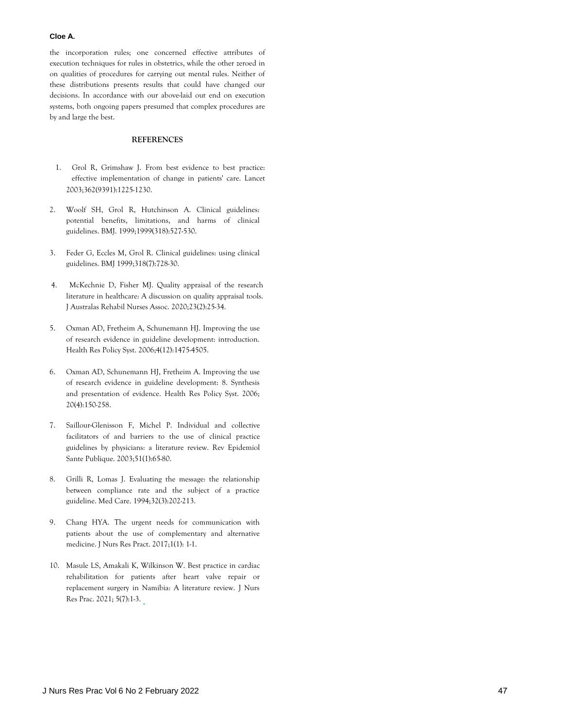the incorporation rules; one concerned effective attributes of execution techniques for rules in obstetrics, while the other zeroed in on qualities of procedures for carrying out mental rules. Neither of these distributions presents results that could have changed our decisions. In accordance with our above-laid out end on execution systems, both ongoing papers presumed that complex procedures are by and large the best.

## REFERENCES

1. Grol R, Grimshaw J. From best evidence to best practice: effective implementation of change in patients' care. Lancet 2003;362(9391):1225-1230.
2. Woolf SH, Grol R, Hutchinson A. Clinical guidelines: potential benefits, limitations, and harms of clinical guidelines. BMJ. 1999;1999(318):527-530.
3. Feder G, Eccles M, Grol R. Clinical guidelines: using clinical guidelines. BMJ 1999;318(7):728-30.
4. McKechnie D, Fisher MJ. Quality appraisal of the research literature in healthcare: A discussion on quality appraisal tools. J Australas Rehabil Nurses Assoc. 2020;23(2):25-34.
5. Oxman AD, Fretheim A, Schunemann HJ. Improving the use of research evidence in guideline development: introduction. Health Res Policy Syst. 2006;4(12):1475-4505.
6. Oxman AD, Schunemann HJ, Fretheim A. Improving the use of research evidence in guideline development: 8. Synthesis and presentation of evidence. Health Res Policy Syst. 2006; 20(4):150-258.
7. Saillour-Glenisson F, Michel P. Individual and collective facilitators of and barriers to the use of clinical practice guidelines by physicians: a literature review. Rev Epidemiol Sante Publique. 2003;51(1):65-80.
8. Grilli R, Lomas J. Evaluating the message: the relationship between compliance rate and the subject of a practice guideline. Med Care. 1994;32(3):202-213.
9. Chang HYA. The urgent needs for communication with patients about the use of complementary and alternative medicine. J Nurs Res Pract. 2017;1(1): 1-1.
10. Masule LS, Amakali K, Wilkinson W. Best practice in cardiac rehabilitation for patients after heart valve repair or replacement surgery in Namibia: A literature review. J Nurs Res Prac. 2021; 5(7):1-3.